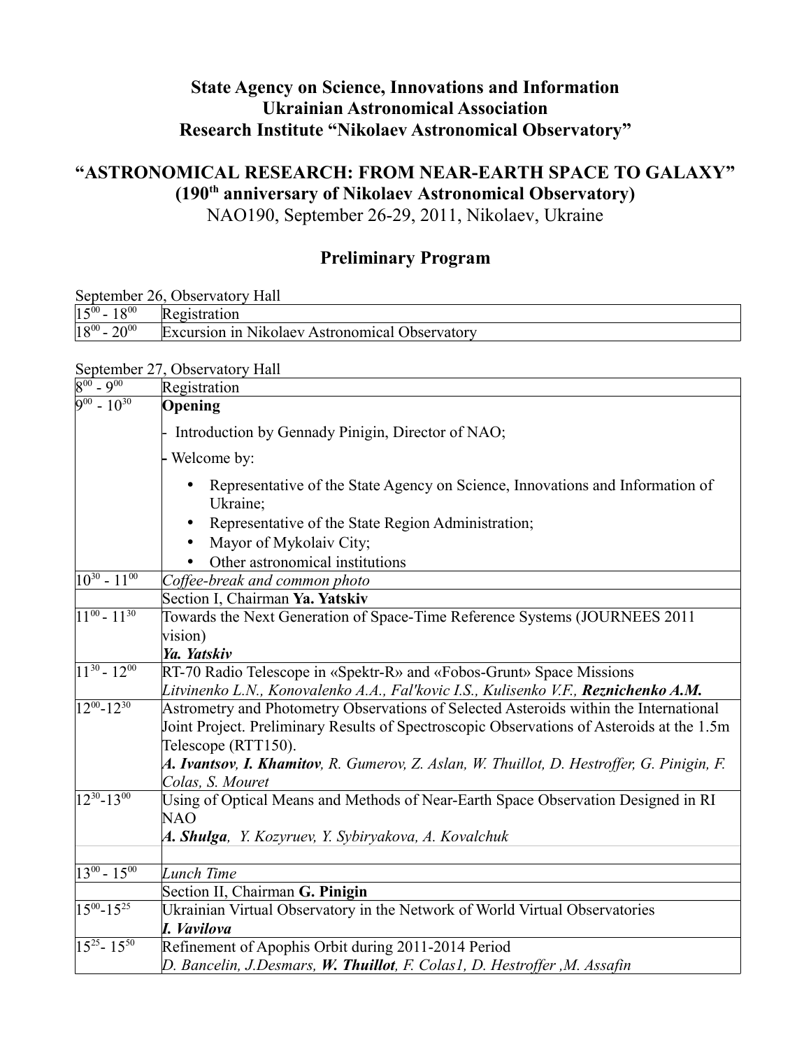**State Agency on Science, Innovations and Information**
**Ukrainian Astronomical Association**
**Research Institute "Nikolaev Astronomical Observatory"**

# "ASTRONOMICAL RESEARCH: FROM NEAR-EARTH SPACE TO GALAXY"

**(190th anniversary of Nikolaev Astronomical Observatory)**

NAO190, September 26-29, 2011, Nikolaev, Ukraine

## Preliminary Program

September 26, Observatory Hall

| | |
|---|---|
| $15^{00}$ - $18^{00}$ | Registration |
| $18^{00}$ - $20^{00}$ | Excursion in Nikolaev Astronomical Observatory |

September 27, Observatory Hall

| | |
|---|---|
| $8^{00}$ - $9^{00}$ | Registration |
| $9^{00}$ - $10^{30}$ | **Opening**<br>- Introduction by Gennady Pinigin, Director of NAO;<br>- Welcome by:<br>• Representative of the State Agency on Science, Innovations and Information of Ukraine;<br>• Representative of the State Region Administration;<br>• Mayor of Mykolaiv City;<br>• Other astronomical institutions |
| $10^{30}$ - $11^{00}$ | *Coffee-break and common photo* |
| | Section I, Chairman **Ya. Yatskiv** |
| $11^{00}$ - $11^{30}$ | Towards the Next Generation of Space-Time Reference Systems (JOURNEES 2011 vision)<br>***Ya. Yatskiv*** |
| $11^{30}$ - $12^{00}$ | RT-70 Radio Telescope in «Spektr-R» and «Fobos-Grunt» Space Missions<br>*Litvinenko L.N., Konovalenko A.A., Fal'kovic I.S., Kulisenko V.F.,* ***Reznichenko A.M.*** |
| $12^{00}$-$12^{30}$ | Astrometry and Photometry Observations of Selected Asteroids within the International Joint Project. Preliminary Results of Spectroscopic Observations of Asteroids at the 1.5m Telescope (RTT150).<br>***A. Ivantsov***, ***I. Khamitov****, R. Gumerov, Z. Aslan, W. Thuillot, D. Hestroffer, G. Pinigin, F. Colas, S. Mouret* |
| $12^{30}$-$13^{00}$ | Using of Optical Means and Methods of Near-Earth Space Observation Designed in RI NAO<br>***A. Shulga****, Y. Kozyruev, Y. Sybiryakova, A. Kovalchuk* |
| | |
| $13^{00}$ - $15^{00}$ | *Lunch Time* |
| | Section II, Chairman **G. Pinigin** |
| $15^{00}$-$15^{25}$ | Ukrainian Virtual Observatory in the Network of World Virtual Observatories<br>***I. Vavilova*** |
| $15^{25}$- $15^{50}$ | Refinement of Apophis Orbit during 2011-2014 Period<br>*D. Bancelin, J.Desmars,* ***W. Thuillot****, F. Colas1, D. Hestroffer ,M. Assafin* |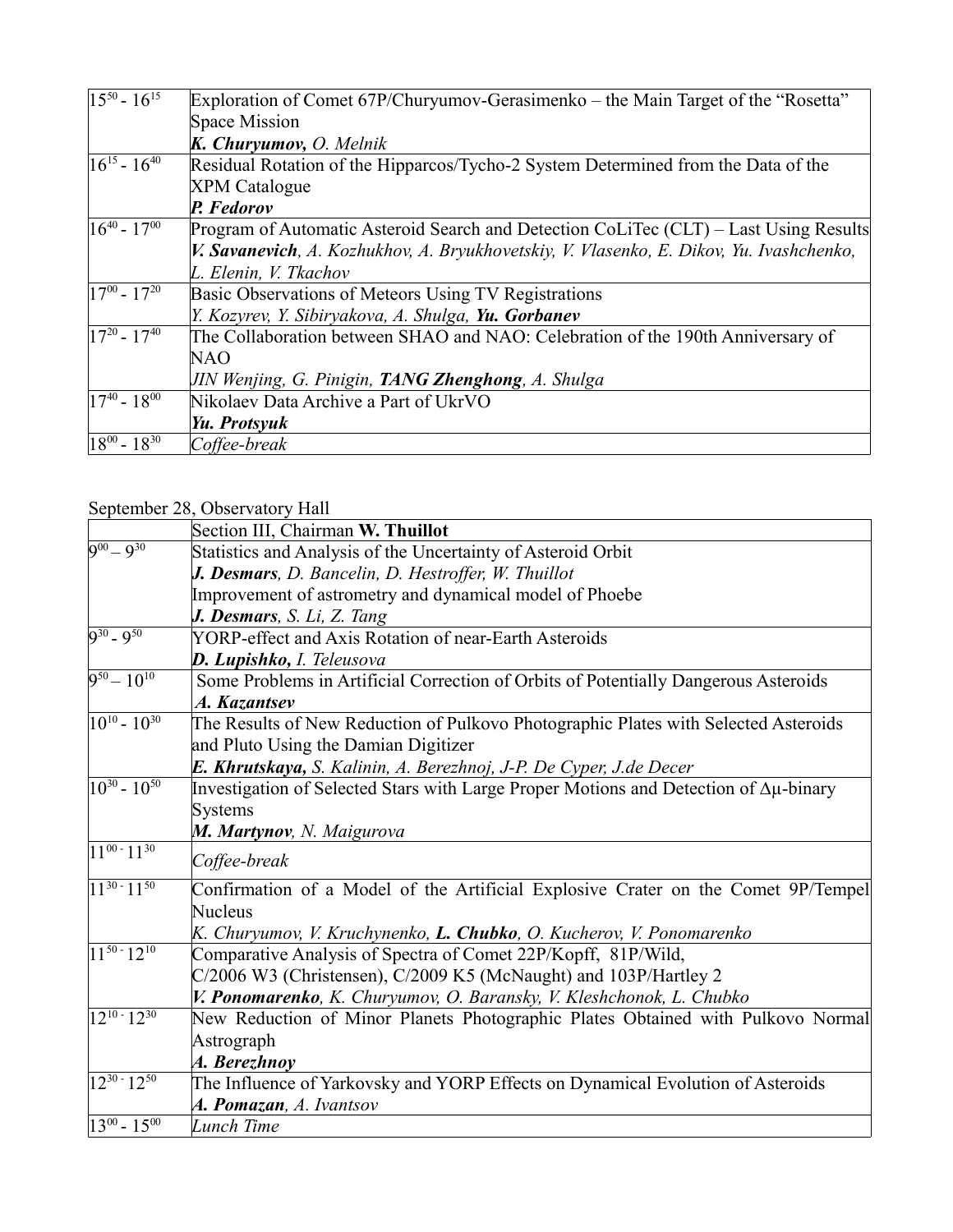| | |
|---|---|
| $15^{50}$ - $16^{15}$ | Exploration of Comet 67P/Churyumov-Gerasimenko – the Main Target of the "Rosetta" Space Mission<br>***K. Churyumov,*** *O. Melnik* |
| $16^{15}$ - $16^{40}$ | Residual Rotation of the Hipparcos/Tycho-2 System Determined from the Data of the XPM Catalogue<br>***P. Fedorov*** |
| $16^{40}$ - $17^{00}$ | Program of Automatic Asteroid Search and Detection CoLiTec (CLT) – Last Using Results<br>***V. Savanevich****, A. Kozhukhov, A. Bryukhovetskiy, V. Vlasenko, E. Dikov, Yu. Ivashchenko, L. Elenin, V. Tkachov* |
| $17^{00}$ - $17^{20}$ | Basic Observations of Meteors Using TV Registrations<br>*Y. Kozyrev, Y. Sibiryakova, A. Shulga,* ***Yu. Gorbanev*** |
| $17^{20}$ - $17^{40}$ | The Collaboration between SHAO and NAO: Celebration of the 190th Anniversary of NAO<br>*JIN Wenjing, G. Pinigin,* ***TANG Zhenghong****, A. Shulga* |
| $17^{40}$ - $18^{00}$ | Nikolaev Data Archive a Part of UkrVO<br>***Yu. Protsyuk*** |
| $18^{00}$ - $18^{30}$ | *Coffee-break* |

September 28, Observatory Hall

| | Section III, Chairman **W. Thuillot** |
|---|---|
| $9^{00}$ – $9^{30}$ | Statistics and Analysis of the Uncertainty of Asteroid Orbit<br>***J. Desmars****, D. Bancelin, D. Hestroffer, W. Thuillot*<br>Improvement of astrometry and dynamical model of Phoebe<br>***J. Desmars****, S. Li, Z. Tang* |
| $9^{30}$ - $9^{50}$ | YORP-effect and Axis Rotation of near-Earth Asteroids<br>***D. Lupishko,*** *I. Teleusova* |
| $9^{50}$ – $10^{10}$ | Some Problems in Artificial Correction of Orbits of Potentially Dangerous Asteroids<br>***A. Kazantsev*** |
| $10^{10}$ - $10^{30}$ | The Results of New Reduction of Pulkovo Photographic Plates with Selected Asteroids and Pluto Using the Damian Digitizer<br>***E. Khrutskaya,*** *S. Kalinin, A. Berezhnoj, J-P. De Cyper, J.de Decer* |
| $10^{30}$ - $10^{50}$ | Investigation of Selected Stars with Large Proper Motions and Detection of $\Delta\mu$-binary Systems<br>***M. Martynov****, N. Maigurova* |
| $11^{00}$ - $11^{30}$ | *Coffee-break* |
| $11^{30}$ - $11^{50}$ | Confirmation of a Model of the Artificial Explosive Crater on the Comet 9P/Tempel Nucleus<br>*K. Churyumov, V. Kruchynenko,* ***L. Chubko****, O. Kucherov, V. Ponomarenko* |
| $11^{50}$ - $12^{10}$ | Comparative Analysis of Spectra of Comet 22P/Kopff, 81P/Wild, C/2006 W3 (Christensen), C/2009 K5 (McNaught) and 103P/Hartley 2<br>***V. Ponomarenko****, K. Churyumov, O. Baransky, V. Kleshchonok, L. Chubko* |
| $12^{10}$ - $12^{30}$ | New Reduction of Minor Planets Photographic Plates Obtained with Pulkovo Normal Astrograph<br>***A. Berezhnoy*** |
| $12^{30}$ - $12^{50}$ | The Influence of Yarkovsky and YORP Effects on Dynamical Evolution of Asteroids<br>***A. Pomazan****, A. Ivantsov* |
| $13^{00}$ - $15^{00}$ | *Lunch Time* |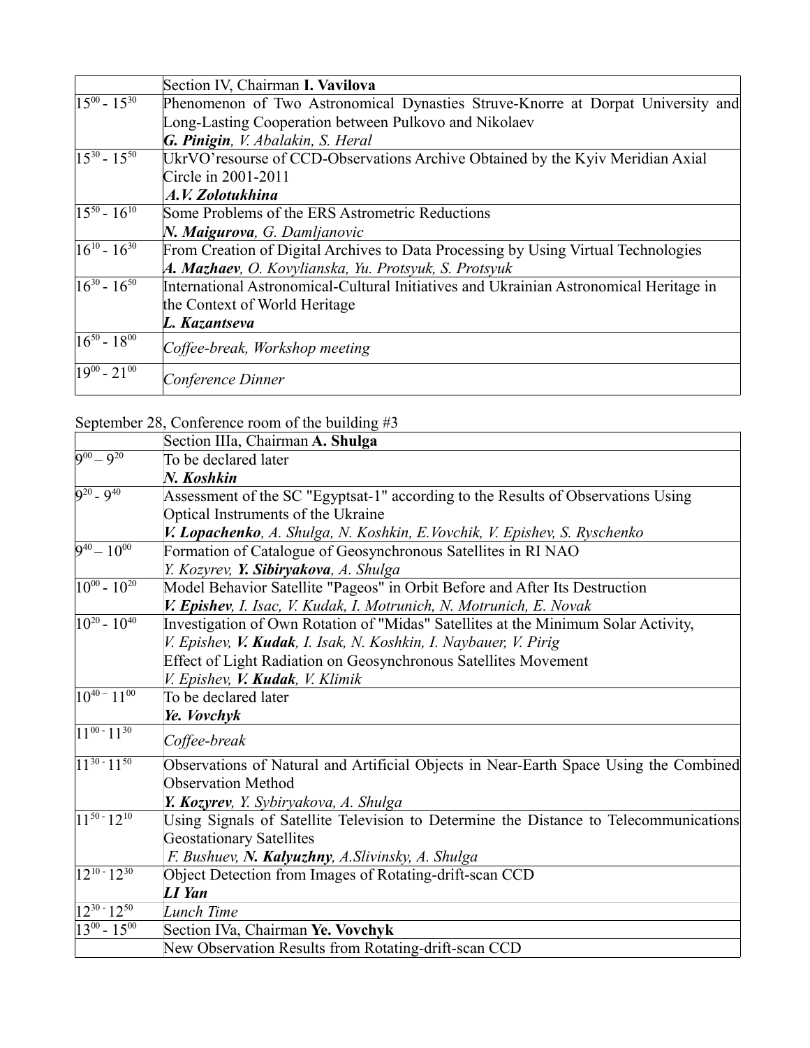| | Section IV, Chairman **I. Vavilova** |
|---|---|
| $15^{00}$ - $15^{30}$ | Phenomenon of Two Astronomical Dynasties Struve-Knorre at Dorpat University and Long-Lasting Cooperation between Pulkovo and Nikolaev<br>***G. Pinigin**, V. Abalakin, S. Heral* |
| $15^{30}$ - $15^{50}$ | UkrVO'resourse of CCD-Observations Archive Obtained by the Kyiv Meridian Axial Circle in 2001-2011<br>***A.V. Zolotukhina*** |
| $15^{50}$ - $16^{10}$ | Some Problems of the ERS Astrometric Reductions<br>***N. Maigurova**, G. Damljanovic* |
| $16^{10}$ - $16^{30}$ | From Creation of Digital Archives to Data Processing by Using Virtual Technologies<br>***A. Mazhaev**, O. Kovylianska, Yu. Protsyuk, S. Protsyuk* |
| $16^{30}$ - $16^{50}$ | International Astronomical-Cultural Initiatives and Ukrainian Astronomical Heritage in the Context of World Heritage<br>***L. Kazantseva*** |
| $16^{50}$ - $18^{00}$ | *Coffee-break, Workshop meeting* |
| $19^{00}$ - $21^{00}$ | *Conference Dinner* |

September 28, Conference room of the building #3

| | Section IIIa, Chairman **A. Shulga** |
|---|---|
| $9^{00}$ – $9^{20}$ | To be declared later<br>***N. Koshkin*** |
| $9^{20}$ - $9^{40}$ | Assessment of the SC "Egyptsat-1" according to the Results of Observations Using Optical Instruments of the Ukraine<br>***V. Lopachenko**, A. Shulga, N. Koshkin, E.Vovchik, V. Epishev, S. Ryschenko* |
| $9^{40}$ – $10^{00}$ | Formation of Catalogue of Geosynchronous Satellites in RI NAO<br>*Y. Kozyrev, **Y. Sibiryakova**, A. Shulga* |
| $10^{00}$ - $10^{20}$ | Model Behavior Satellite "Pageos" in Orbit Before and After Its Destruction<br>***V. Epishev**, I. Isac, V. Kudak, I. Motrunich, N. Motrunich, E. Novak* |
| $10^{20}$ - $10^{40}$ | Investigation of Own Rotation of "Midas" Satellites at the Minimum Solar Activity,<br>*V. Epishev, **V. Kudak**, I. Isak, N. Koshkin, I. Naybauer, V. Pirig*<br>Effect of Light Radiation on Geosynchronous Satellites Movement<br>*V. Epishev, **V. Kudak**, V. Klimik* |
| $10^{40}$ - $11^{00}$ | To be declared later<br>***Ye. Vovchyk*** |
| $11^{00}$ - $11^{30}$ | *Coffee-break* |
| $11^{30}$ - $11^{50}$ | Observations of Natural and Artificial Objects in Near-Earth Space Using the Combined Observation Method<br>***Y. Kozyrev**, Y. Sybiryakova, A. Shulga* |
| $11^{50}$ - $12^{10}$ | Using Signals of Satellite Television to Determine the Distance to Telecommunications Geostationary Satellites<br>*F. Bushuev, **N. Kalyuzhny**, A.Slivinsky, A. Shulga* |
| $12^{10}$ - $12^{30}$ | Object Detection from Images of Rotating-drift-scan CCD<br>***LI Yan*** |
| $12^{30}$ - $12^{50}$ | *Lunch Time* |
| $13^{00}$ - $15^{00}$ | Section IVa, Chairman **Ye. Vovchyk** |
| | New Observation Results from Rotating-drift-scan CCD |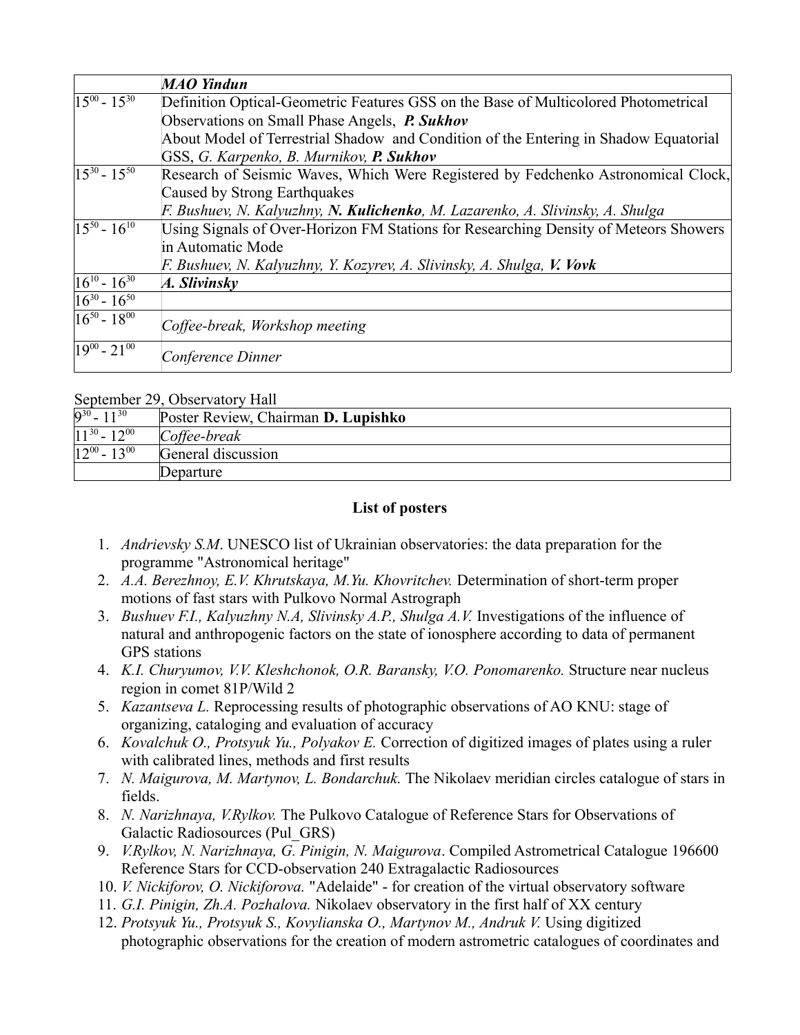| | ***MAO Yindun*** |
|---|---|
| $15^{00}$ - $15^{30}$ | Definition Optical-Geometric Features GSS on the Base of Multicolored Photometrical Observations on Small Phase Angels, ***P. Sukhov***<br>About Model of Terrestrial Shadow and Condition of the Entering in Shadow Equatorial GSS, *G. Karpenko, B. Murnikov,* ***P. Sukhov*** |
| $15^{30}$ - $15^{50}$ | Research of Seismic Waves, Which Were Registered by Fedchenko Astronomical Clock, Caused by Strong Earthquakes<br>*F. Bushuev, N. Kalyuzhny,* ***N. Kulichenko****, M. Lazarenko, A. Slivinsky, A. Shulga* |
| $15^{50}$ - $16^{10}$ | Using Signals of Over-Horizon FM Stations for Researching Density of Meteors Showers in Automatic Mode<br>*F. Bushuev, N. Kalyuzhny, Y. Kozyrev, A. Slivinsky, A. Shulga,* ***V. Vovk*** |
| $16^{10}$ - $16^{30}$ | ***A. Slivinsky*** |
| $16^{30}$ - $16^{50}$ | |
| $16^{50}$ - $18^{00}$ | *Coffee-break, Workshop meeting* |
| $19^{00}$ - $21^{00}$ | *Conference Dinner* |

September 29, Observatory Hall

| $9^{30}$ - $11^{30}$ | Poster Review, Chairman **D. Lupishko** |
|---|---|
| $11^{30}$ - $12^{00}$ | *Coffee-break* |
| $12^{00}$ - $13^{00}$ | General discussion |
| | Departure |

**List of posters**

1. *Andrievsky S.M*. UNESCO list of Ukrainian observatories: the data preparation for the programme "Astronomical heritage"
2. *A.A. Berezhnoy, E.V. Khrutskaya, M.Yu. Khovritchev.* Determination of short-term proper motions of fast stars with Pulkovo Normal Astrograph
3. *Bushuev F.I., Kalyuzhny N.A, Slivinsky A.P., Shulga A.V.* Investigations of the influence of natural and anthropogenic factors on the state of ionosphere according to data of permanent GPS stations
4. *K.I. Churyumov, V.V. Kleshchonok, O.R. Baransky, V.O. Ponomarenko.* Structure near nucleus region in comet 81P/Wild 2
5. *Kazantseva L.* Reprocessing results of photographic observations of AO KNU: stage of organizing, cataloging and evaluation of accuracy
6. *Kovalchuk O., Protsyuk Yu., Polyakov E.* Correction of digitized images of plates using a ruler with calibrated lines, methods and first results
7. *N. Maigurova, M. Martynov, L. Bondarchuk.* The Nikolaev meridian circles catalogue of stars in fields.
8. *N. Narizhnaya, V.Rylkov.* The Pulkovo Catalogue of Reference Stars for Observations of Galactic Radiosources (Pul_GRS)
9. *V.Rylkov, N. Narizhnaya, G. Pinigin, N. Maigurova*. Compiled Astrometrical Catalogue 196600 Reference Stars for CCD-observation 240 Extragalactic Radiosources
10. *V. Nickiforov, O. Nickiforova.* "Adelaide" - for creation of the virtual observatory software
11. *G.I. Pinigin, Zh.A. Pozhalova.* Nikolaev observatory in the first half of XX century
12. *Protsyuk Yu., Protsyuk S., Kovylianska O., Martynov M., Andruk V.* Using digitized photographic observations for the creation of modern astrometric catalogues of coordinates and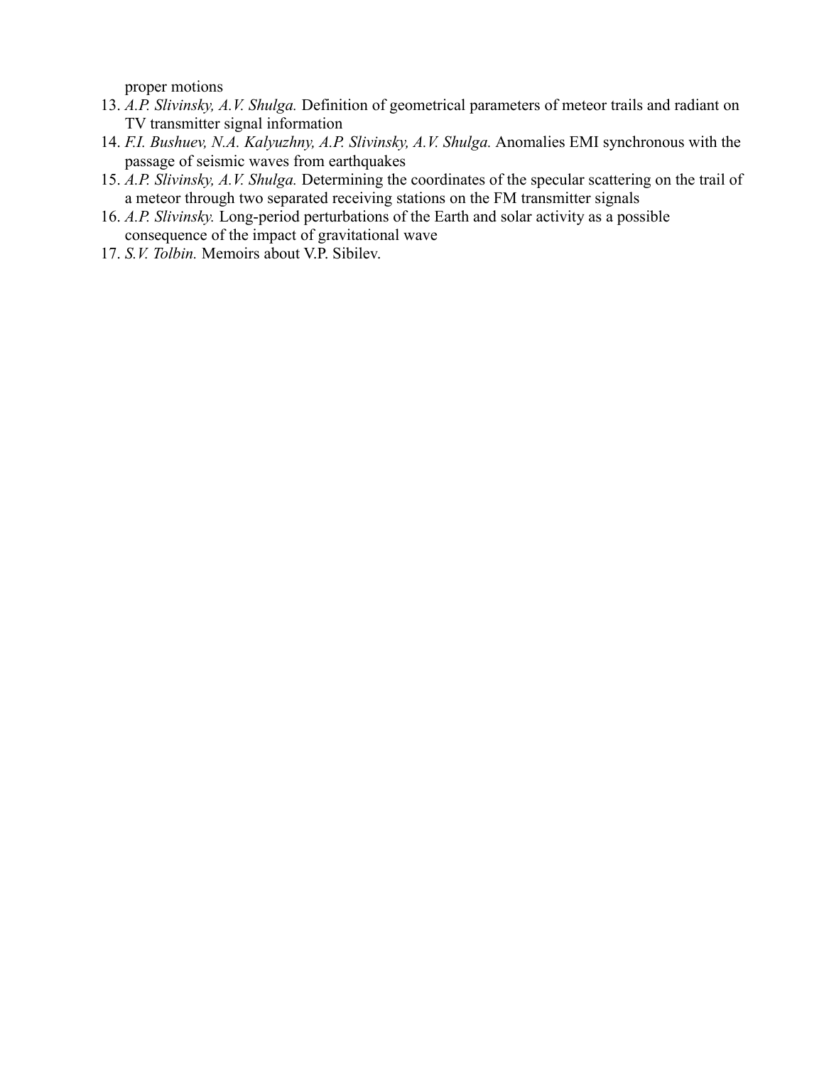proper motions

13. *A.P. Slivinsky, A.V. Shulga.* Definition of geometrical parameters of meteor trails and radiant on TV transmitter signal information
14. *F.I. Bushuev, N.A. Kalyuzhny, A.P. Slivinsky, A.V. Shulga.* Anomalies EMI synchronous with the passage of seismic waves from earthquakes
15. *A.P. Slivinsky, A.V. Shulga.* Determining the coordinates of the specular scattering on the trail of a meteor through two separated receiving stations on the FM transmitter signals
16. *A.P. Slivinsky.* Long-period perturbations of the Earth and solar activity as a possible consequence of the impact of gravitational wave
17. *S.V. Tolbin.* Memoirs about V.P. Sibilev.